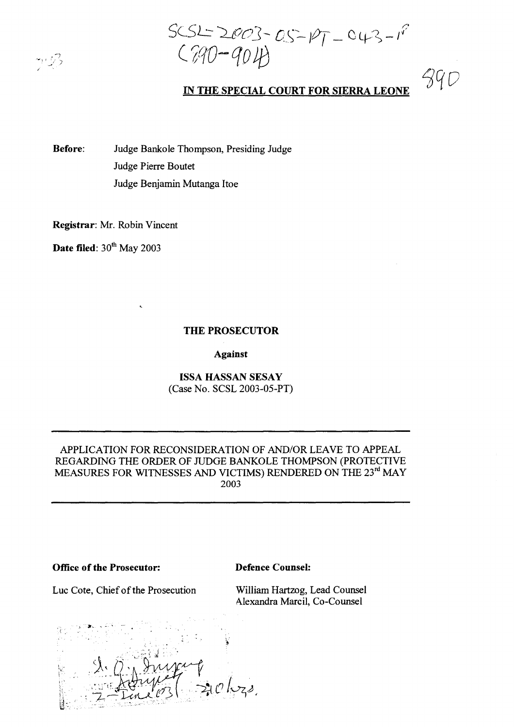SCSL-2003-05-PT-043-I
(890-904)

890

**IN THE SPECIAL COURT FOR SIERRA LEONE**

**Before:** Judge Bankole Thompson, Presiding Judge
Judge Pierre Boutet
Judge Benjamin Mutanga Itoe

**Registrar**: Mr. Robin Vincent

**Date filed**: 30th May 2003

**THE PROSECUTOR**

**Against**

**ISSA HASSAN SESAY**
(Case No. SCSL 2003-05-PT)

---

APPLICATION FOR RECONSIDERATION OF AND/OR LEAVE TO APPEAL REGARDING THE ORDER OF JUDGE BANKOLE THOMPSON (PROTECTIVE MEASURES FOR WITNESSES AND VICTIMS) RENDERED ON THE 23rd MAY 2003

---

**Office of the Prosecutor:**

Luc Cote, Chief of the Prosecution

**Defence Counsel:**

William Hartzog, Lead Counsel
Alexandra Marcil, Co-Counsel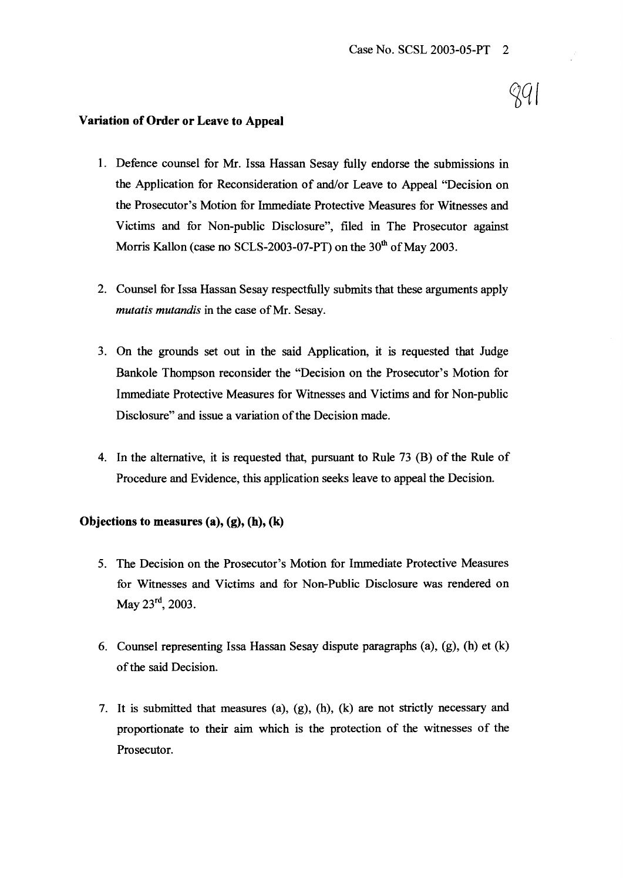**Variation of Order or Leave to Appeal**

1. Defence counsel for Mr. Issa Hassan Sesay fully endorse the submissions in the Application for Reconsideration of and/or Leave to Appeal "Decision on the Prosecutor's Motion for Immediate Protective Measures for Witnesses and Victims and for Non-public Disclosure", filed in The Prosecutor against Morris Kallon (case no SCLS-2003-07-PT) on the 30th of May 2003.

2. Counsel for Issa Hassan Sesay respectfully submits that these arguments apply *mutatis mutandis* in the case of Mr. Sesay.

3. On the grounds set out in the said Application, it is requested that Judge Bankole Thompson reconsider the "Decision on the Prosecutor's Motion for Immediate Protective Measures for Witnesses and Victims and for Non-public Disclosure" and issue a variation of the Decision made.

4. In the alternative, it is requested that, pursuant to Rule 73 (B) of the Rule of Procedure and Evidence, this application seeks leave to appeal the Decision.

**Objections to measures (a), (g), (h), (k)**

5. The Decision on the Prosecutor's Motion for Immediate Protective Measures for Witnesses and Victims and for Non-Public Disclosure was rendered on May 23rd, 2003.

6. Counsel representing Issa Hassan Sesay dispute paragraphs (a), (g), (h) et (k) of the said Decision.

7. It is submitted that measures (a), (g), (h), (k) are not strictly necessary and proportionate to their aim which is the protection of the witnesses of the Prosecutor.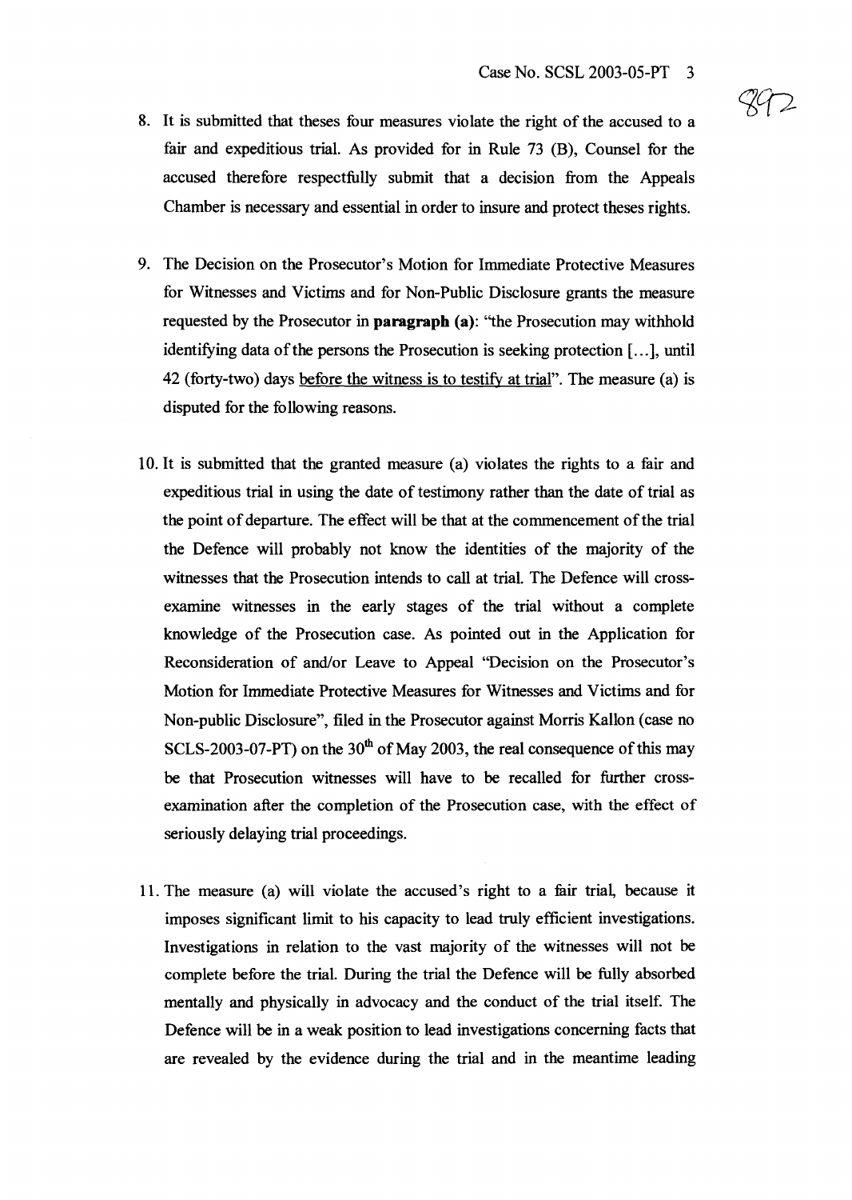8. It is submitted that theses four measures violate the right of the accused to a fair and expeditious trial. As provided for in Rule 73 (B), Counsel for the accused therefore respectfully submit that a decision from the Appeals Chamber is necessary and essential in order to insure and protect theses rights.

9. The Decision on the Prosecutor's Motion for Immediate Protective Measures for Witnesses and Victims and for Non-Public Disclosure grants the measure requested by the Prosecutor in **paragraph (a)**: "the Prosecution may withhold identifying data of the persons the Prosecution is seeking protection [...], until 42 (forty-two) days before the witness is to testify at trial". The measure (a) is disputed for the following reasons.

10. It is submitted that the granted measure (a) violates the rights to a fair and expeditious trial in using the date of testimony rather than the date of trial as the point of departure. The effect will be that at the commencement of the trial the Defence will probably not know the identities of the majority of the witnesses that the Prosecution intends to call at trial. The Defence will cross-examine witnesses in the early stages of the trial without a complete knowledge of the Prosecution case. As pointed out in the Application for Reconsideration of and/or Leave to Appeal "Decision on the Prosecutor's Motion for Immediate Protective Measures for Witnesses and Victims and for Non-public Disclosure", filed in the Prosecutor against Morris Kallon (case no SCLS-2003-07-PT) on the 30th of May 2003, the real consequence of this may be that Prosecution witnesses will have to be recalled for further cross-examination after the completion of the Prosecution case, with the effect of seriously delaying trial proceedings.

11. The measure (a) will violate the accused's right to a fair trial, because it imposes significant limit to his capacity to lead truly efficient investigations. Investigations in relation to the vast majority of the witnesses will not be complete before the trial. During the trial the Defence will be fully absorbed mentally and physically in advocacy and the conduct of the trial itself. The Defence will be in a weak position to lead investigations concerning facts that are revealed by the evidence during the trial and in the meantime leading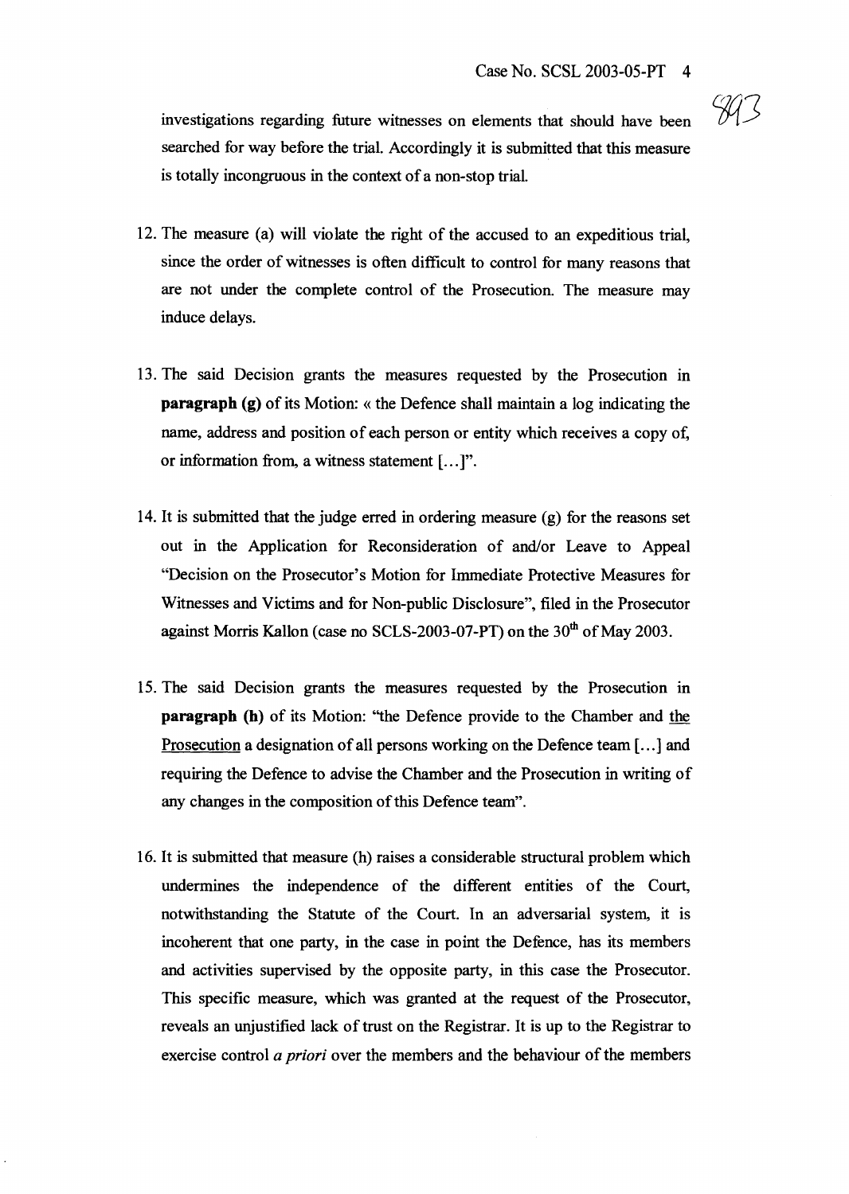investigations regarding future witnesses on elements that should have been searched for way before the trial. Accordingly it is submitted that this measure is totally incongruous in the context of a non-stop trial.

12. The measure (a) will violate the right of the accused to an expeditious trial, since the order of witnesses is often difficult to control for many reasons that are not under the complete control of the Prosecution. The measure may induce delays.

13. The said Decision grants the measures requested by the Prosecution in **paragraph (g)** of its Motion: « the Defence shall maintain a log indicating the name, address and position of each person or entity which receives a copy of, or information from, a witness statement [...]".

14. It is submitted that the judge erred in ordering measure (g) for the reasons set out in the Application for Reconsideration of and/or Leave to Appeal "Decision on the Prosecutor's Motion for Immediate Protective Measures for Witnesses and Victims and for Non-public Disclosure", filed in the Prosecutor against Morris Kallon (case no SCLS-2003-07-PT) on the 30th of May 2003.

15. The said Decision grants the measures requested by the Prosecution in **paragraph (h)** of its Motion: "the Defence provide to the Chamber and <u>the Prosecution</u> a designation of all persons working on the Defence team [...] and requiring the Defence to advise the Chamber and the Prosecution in writing of any changes in the composition of this Defence team".

16. It is submitted that measure (h) raises a considerable structural problem which undermines the independence of the different entities of the Court, notwithstanding the Statute of the Court. In an adversarial system, it is incoherent that one party, in the case in point the Defence, has its members and activities supervised by the opposite party, in this case the Prosecutor. This specific measure, which was granted at the request of the Prosecutor, reveals an unjustified lack of trust on the Registrar. It is up to the Registrar to exercise control *a priori* over the members and the behaviour of the members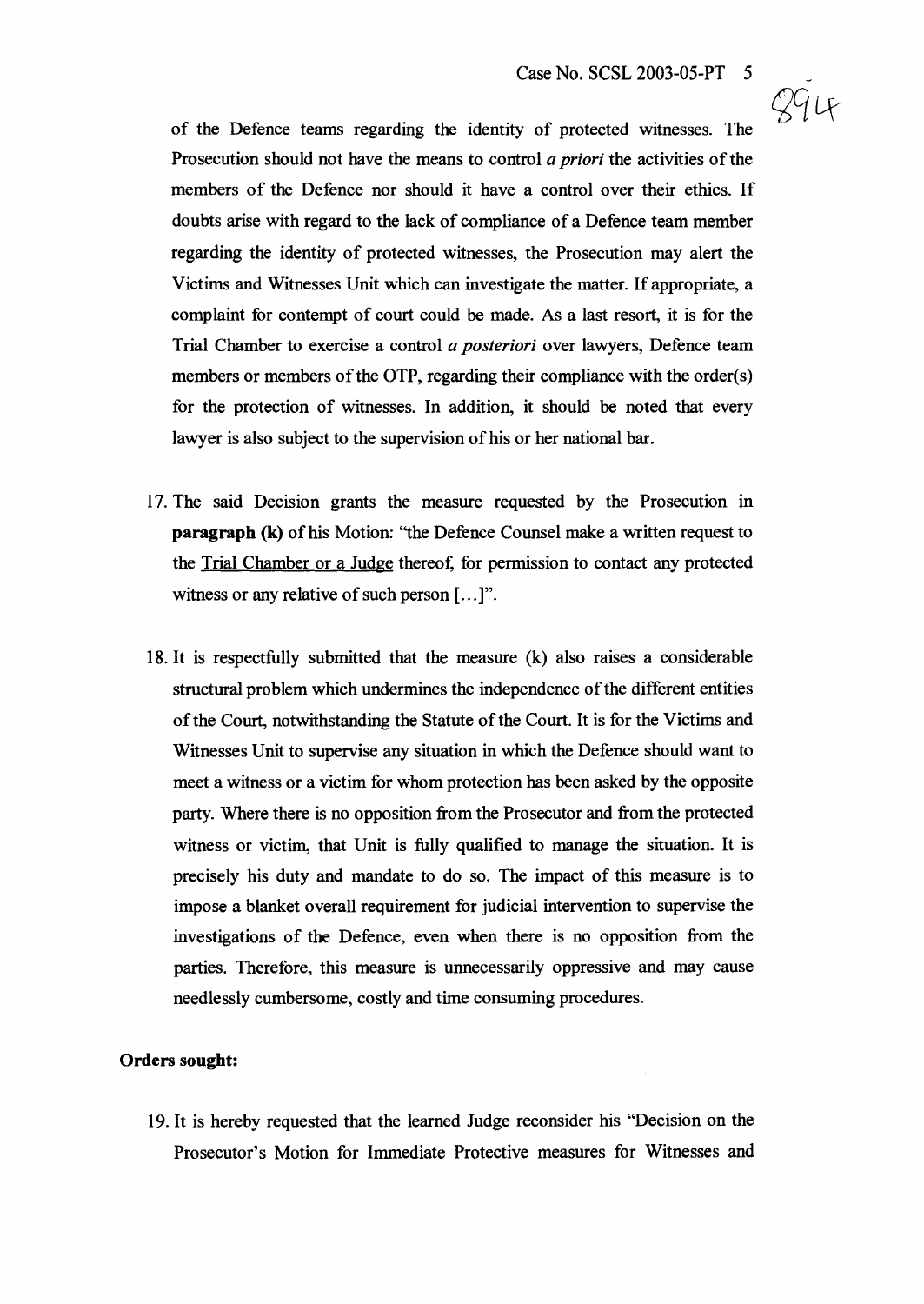of the Defence teams regarding the identity of protected witnesses. The Prosecution should not have the means to control *a priori* the activities of the members of the Defence nor should it have a control over their ethics. If doubts arise with regard to the lack of compliance of a Defence team member regarding the identity of protected witnesses, the Prosecution may alert the Victims and Witnesses Unit which can investigate the matter. If appropriate, a complaint for contempt of court could be made. As a last resort, it is for the Trial Chamber to exercise a control *a posteriori* over lawyers, Defence team members or members of the OTP, regarding their compliance with the order(s) for the protection of witnesses. In addition, it should be noted that every lawyer is also subject to the supervision of his or her national bar.

17. The said Decision grants the measure requested by the Prosecution in **paragraph (k)** of his Motion: "the Defence Counsel make a written request to the Trial Chamber or a Judge thereof, for permission to contact any protected witness or any relative of such person [...]".

18. It is respectfully submitted that the measure (k) also raises a considerable structural problem which undermines the independence of the different entities of the Court, notwithstanding the Statute of the Court. It is for the Victims and Witnesses Unit to supervise any situation in which the Defence should want to meet a witness or a victim for whom protection has been asked by the opposite party. Where there is no opposition from the Prosecutor and from the protected witness or victim, that Unit is fully qualified to manage the situation. It is precisely his duty and mandate to do so. The impact of this measure is to impose a blanket overall requirement for judicial intervention to supervise the investigations of the Defence, even when there is no opposition from the parties. Therefore, this measure is unnecessarily oppressive and may cause needlessly cumbersome, costly and time consuming procedures.

**Orders sought:**

19. It is hereby requested that the learned Judge reconsider his "Decision on the Prosecutor's Motion for Immediate Protective measures for Witnesses and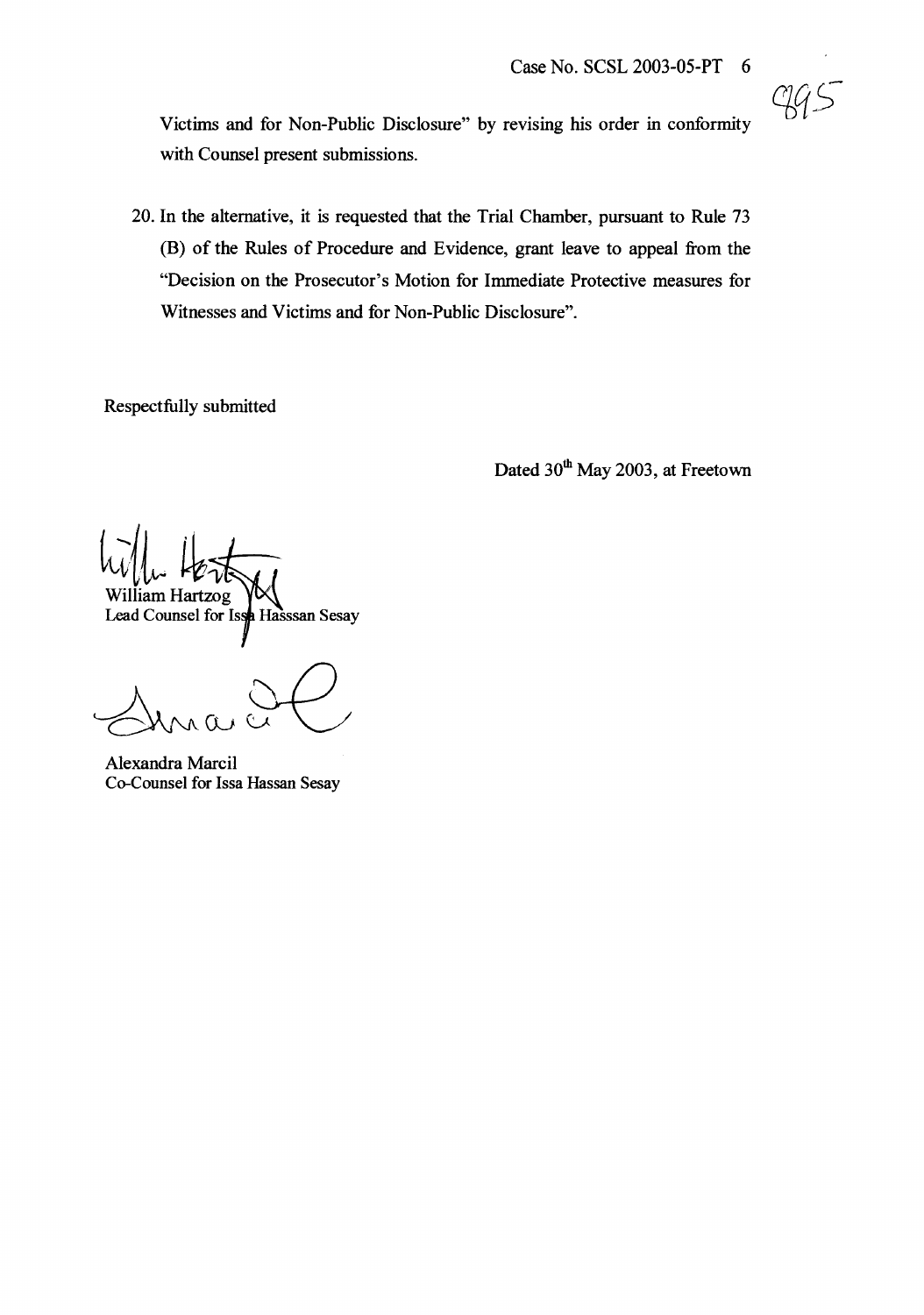Victims and for Non-Public Disclosure" by revising his order in conformity with Counsel present submissions.

20. In the alternative, it is requested that the Trial Chamber, pursuant to Rule 73 (B) of the Rules of Procedure and Evidence, grant leave to appeal from the "Decision on the Prosecutor's Motion for Immediate Protective measures for Witnesses and Victims and for Non-Public Disclosure".

Respectfully submitted

Dated 30th May 2003, at Freetown

William Hartzog
Lead Counsel for Issa Hasssan Sesay

Alexandra Marcil
Co-Counsel for Issa Hassan Sesay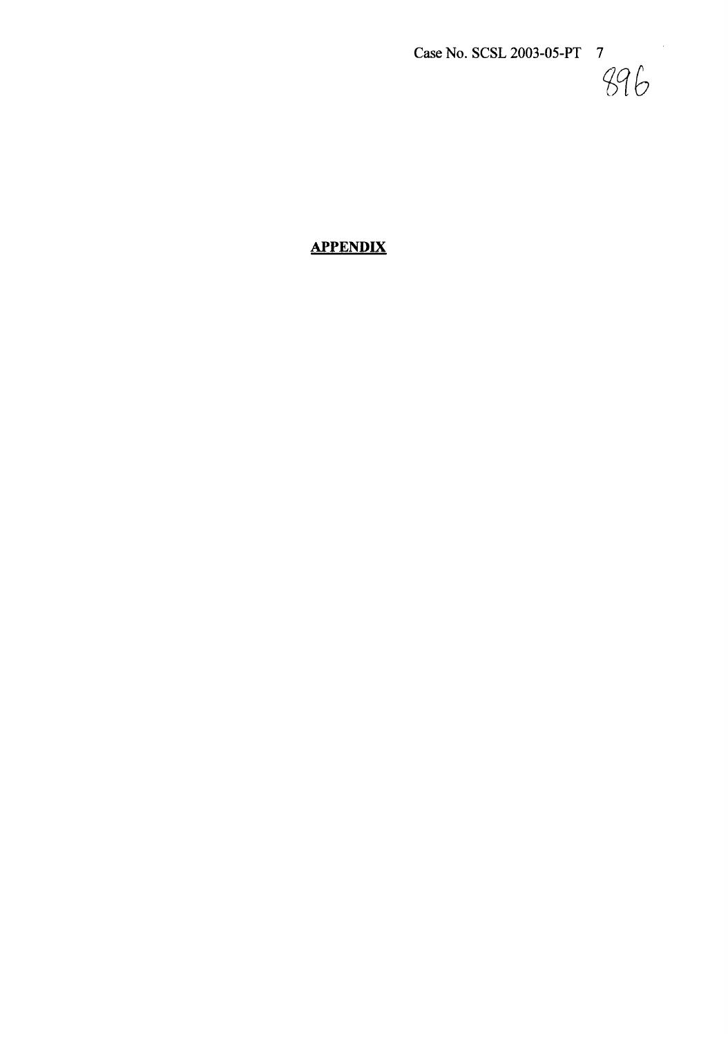**APPENDIX**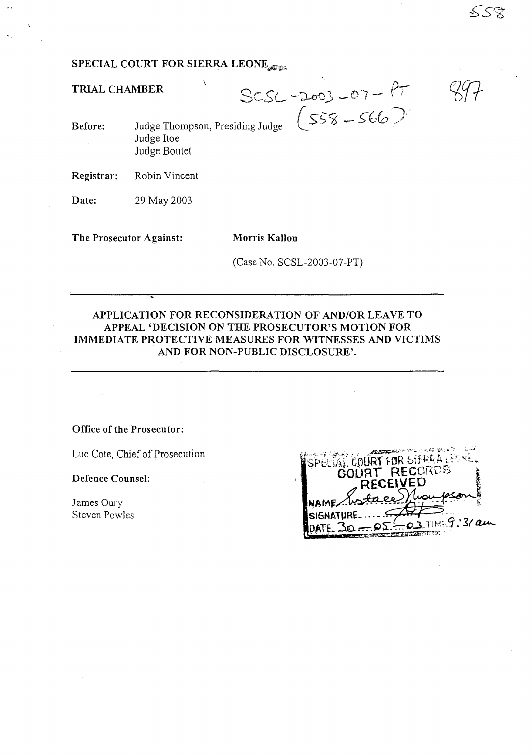SPECIAL COURT FOR SIERRA LEONE

TRIAL CHAMBER

SCSL-2003-07-PT
(558 – 566)

**Before:** Judge Thompson, Presiding Judge
Judge Itoe
Judge Boutet

**Registrar:** Robin Vincent

**Date:** 29 May 2003

**The Prosecutor Against:** **Morris Kallon**

(Case No. SCSL-2003-07-PT)

---

**APPLICATION FOR RECONSIDERATION OF AND/OR LEAVE TO APPEAL 'DECISION ON THE PROSECUTOR'S MOTION FOR IMMEDIATE PROTECTIVE MEASURES FOR WITNESSES AND VICTIMS AND FOR NON-PUBLIC DISCLOSURE'.**

---

**Office of the Prosecutor:**

Luc Cote, Chief of Prosecution

**Defence Counsel:**

James Oury
Steven Powles

SPECIAL COURT FOR SIERRA LEONE
COURT RECORDS
RECEIVED
NAME Lustace Thompson
SIGNATURE
DATE 30-05-03 TIME 9:31 am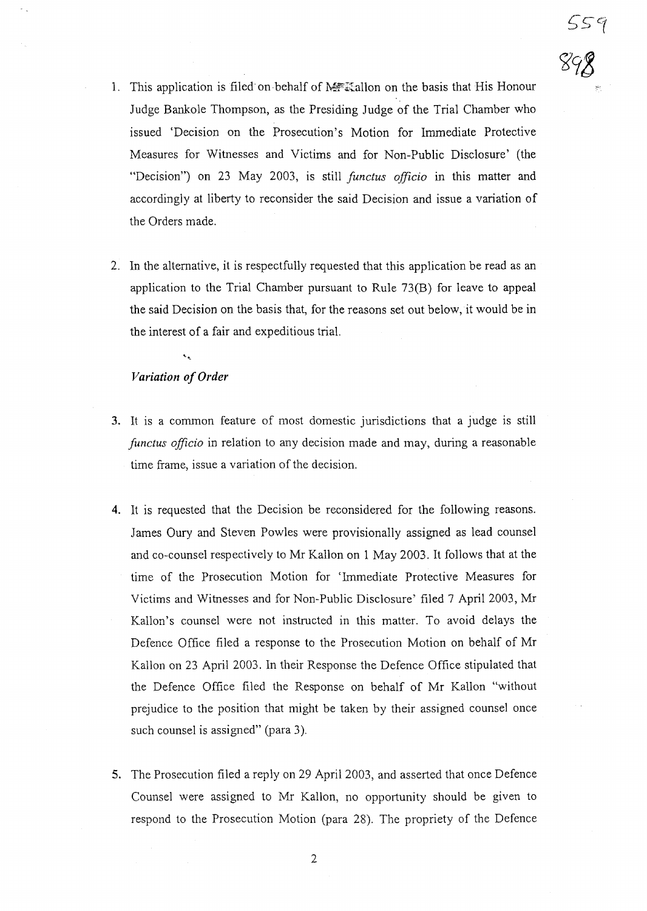1. This application is filed on behalf of Mr Kallon on the basis that His Honour Judge Bankole Thompson, as the Presiding Judge of the Trial Chamber who issued 'Decision on the Prosecution's Motion for Immediate Protective Measures for Witnesses and Victims and for Non-Public Disclosure' (the "Decision") on 23 May 2003, is still *functus officio* in this matter and accordingly at liberty to reconsider the said Decision and issue a variation of the Orders made.

2. In the alternative, it is respectfully requested that this application be read as an application to the Trial Chamber pursuant to Rule 73(B) for leave to appeal the said Decision on the basis that, for the reasons set out below, it would be in the interest of a fair and expeditious trial.

*Variation of Order*

3. It is a common feature of most domestic jurisdictions that a judge is still *functus officio* in relation to any decision made and may, during a reasonable time frame, issue a variation of the decision.

4. It is requested that the Decision be reconsidered for the following reasons. James Oury and Steven Powles were provisionally assigned as lead counsel and co-counsel respectively to Mr Kallon on 1 May 2003. It follows that at the time of the Prosecution Motion for 'Immediate Protective Measures for Victims and Witnesses and for Non-Public Disclosure' filed 7 April 2003, Mr Kallon's counsel were not instructed in this matter. To avoid delays the Defence Office filed a response to the Prosecution Motion on behalf of Mr Kallon on 23 April 2003. In their Response the Defence Office stipulated that the Defence Office filed the Response on behalf of Mr Kallon "without prejudice to the position that might be taken by their assigned counsel once such counsel is assigned" (para 3).

5. The Prosecution filed a reply on 29 April 2003, and asserted that once Defence Counsel were assigned to Mr Kallon, no opportunity should be given to respond to the Prosecution Motion (para 28). The propriety of the Defence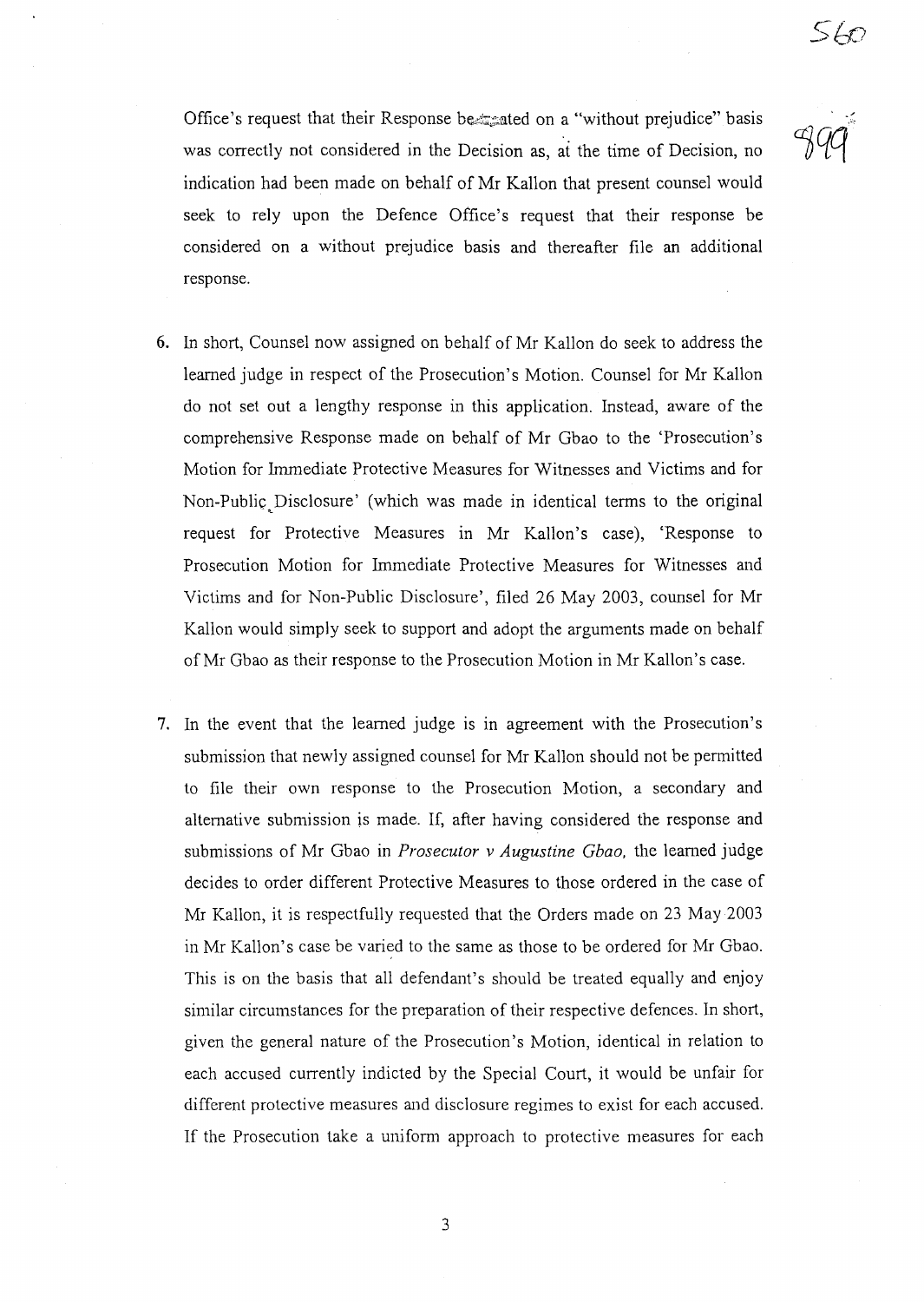Office's request that their Response be treated on a "without prejudice" basis was correctly not considered in the Decision as, at the time of Decision, no indication had been made on behalf of Mr Kallon that present counsel would seek to rely upon the Defence Office's request that their response be considered on a without prejudice basis and thereafter file an additional response.

6. In short, Counsel now assigned on behalf of Mr Kallon do seek to address the learned judge in respect of the Prosecution's Motion. Counsel for Mr Kallon do not set out a lengthy response in this application. Instead, aware of the comprehensive Response made on behalf of Mr Gbao to the 'Prosecution's Motion for Immediate Protective Measures for Witnesses and Victims and for Non-Public Disclosure' (which was made in identical terms to the original request for Protective Measures in Mr Kallon's case), 'Response to Prosecution Motion for Immediate Protective Measures for Witnesses and Victims and for Non-Public Disclosure', filed 26 May 2003, counsel for Mr Kallon would simply seek to support and adopt the arguments made on behalf of Mr Gbao as their response to the Prosecution Motion in Mr Kallon's case.

7. In the event that the learned judge is in agreement with the Prosecution's submission that newly assigned counsel for Mr Kallon should not be permitted to file their own response to the Prosecution Motion, a secondary and alternative submission is made. If, after having considered the response and submissions of Mr Gbao in *Prosecutor v Augustine Gbao,* the learned judge decides to order different Protective Measures to those ordered in the case of Mr Kallon, it is respectfully requested that the Orders made on 23 May 2003 in Mr Kallon's case be varied to the same as those to be ordered for Mr Gbao. This is on the basis that all defendant's should be treated equally and enjoy similar circumstances for the preparation of their respective defences. In short, given the general nature of the Prosecution's Motion, identical in relation to each accused currently indicted by the Special Court, it would be unfair for different protective measures and disclosure regimes to exist for each accused. If the Prosecution take a uniform approach to protective measures for each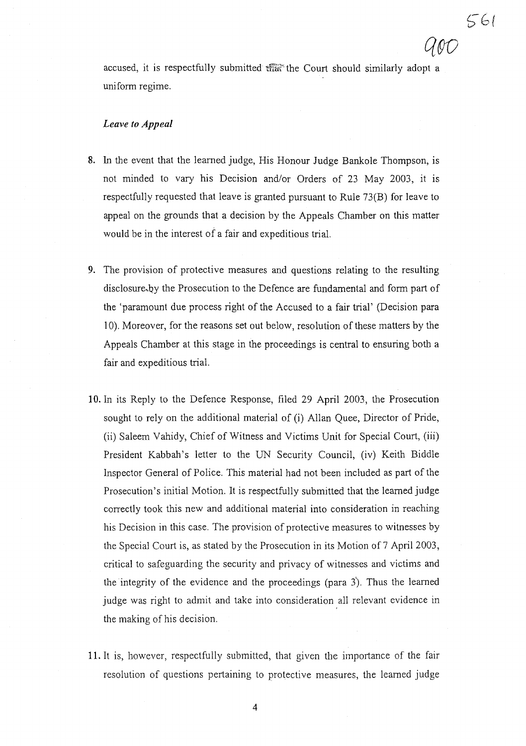accused, it is respectfully submitted that the Court should similarly adopt a uniform regime.

*Leave to Appeal*

8. In the event that the learned judge, His Honour Judge Bankole Thompson, is not minded to vary his Decision and/or Orders of 23 May 2003, it is respectfully requested that leave is granted pursuant to Rule 73(B) for leave to appeal on the grounds that a decision by the Appeals Chamber on this matter would be in the interest of a fair and expeditious trial.

9. The provision of protective measures and questions relating to the resulting disclosure by the Prosecution to the Defence are fundamental and form part of the 'paramount due process right of the Accused to a fair trial' (Decision para 10). Moreover, for the reasons set out below, resolution of these matters by the Appeals Chamber at this stage in the proceedings is central to ensuring both a fair and expeditious trial.

10. In its Reply to the Defence Response, filed 29 April 2003, the Prosecution sought to rely on the additional material of (i) Allan Quee, Director of Pride, (ii) Saleem Vahidy, Chief of Witness and Victims Unit for Special Court, (iii) President Kabbah's letter to the UN Security Council, (iv) Keith Biddle Inspector General of Police. This material had not been included as part of the Prosecution's initial Motion. It is respectfully submitted that the learned judge correctly took this new and additional material into consideration in reaching his Decision in this case. The provision of protective measures to witnesses by the Special Court is, as stated by the Prosecution in its Motion of 7 April 2003, critical to safeguarding the security and privacy of witnesses and victims and the integrity of the evidence and the proceedings (para 3). Thus the learned judge was right to admit and take into consideration all relevant evidence in the making of his decision.

11. It is, however, respectfully submitted, that given the importance of the fair resolution of questions pertaining to protective measures, the learned judge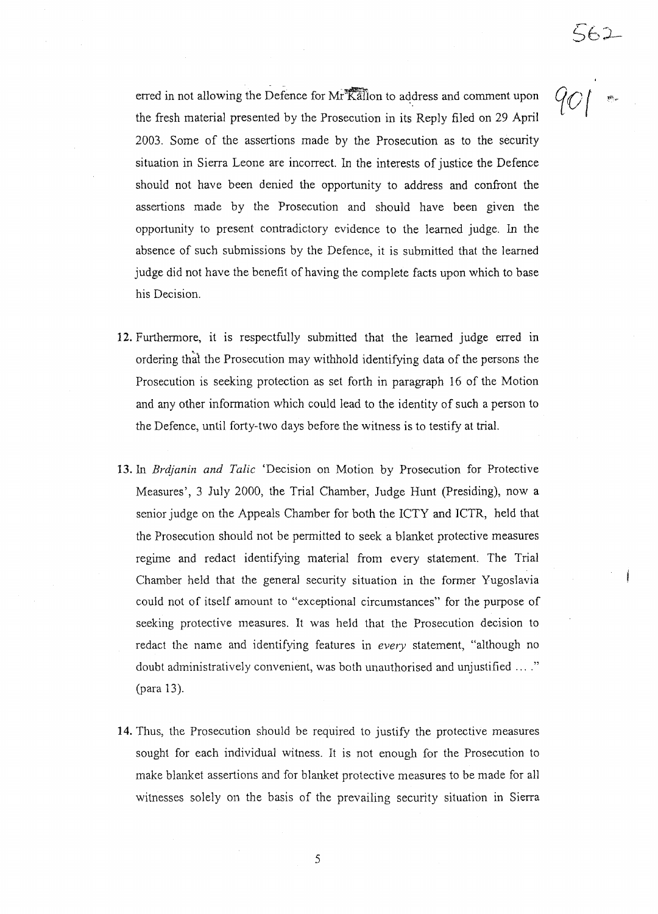erred in not allowing the Defence for Mr Kallon to address and comment upon the fresh material presented by the Prosecution in its Reply filed on 29 April 2003. Some of the assertions made by the Prosecution as to the security situation in Sierra Leone are incorrect. In the interests of justice the Defence should not have been denied the opportunity to address and confront the assertions made by the Prosecution and should have been given the opportunity to present contradictory evidence to the learned judge. In the absence of such submissions by the Defence, it is submitted that the learned judge did not have the benefit of having the complete facts upon which to base his Decision.

12. Furthermore, it is respectfully submitted that the learned judge erred in ordering that the Prosecution may withhold identifying data of the persons the Prosecution is seeking protection as set forth in paragraph 16 of the Motion and any other information which could lead to the identity of such a person to the Defence, until forty-two days before the witness is to testify at trial.

13. In *Brdjanin and Talic* 'Decision on Motion by Prosecution for Protective Measures', 3 July 2000, the Trial Chamber, Judge Hunt (Presiding), now a senior judge on the Appeals Chamber for both the ICTY and ICTR, held that the Prosecution should not be permitted to seek a blanket protective measures regime and redact identifying material from every statement. The Trial Chamber held that the general security situation in the former Yugoslavia could not of itself amount to "exceptional circumstances" for the purpose of seeking protective measures. It was held that the Prosecution decision to redact the name and identifying features in *every* statement, "although no doubt administratively convenient, was both unauthorised and unjustified … ." (para 13).

14. Thus, the Prosecution should be required to justify the protective measures sought for each individual witness. It is not enough for the Prosecution to make blanket assertions and for blanket protective measures to be made for all witnesses solely on the basis of the prevailing security situation in Sierra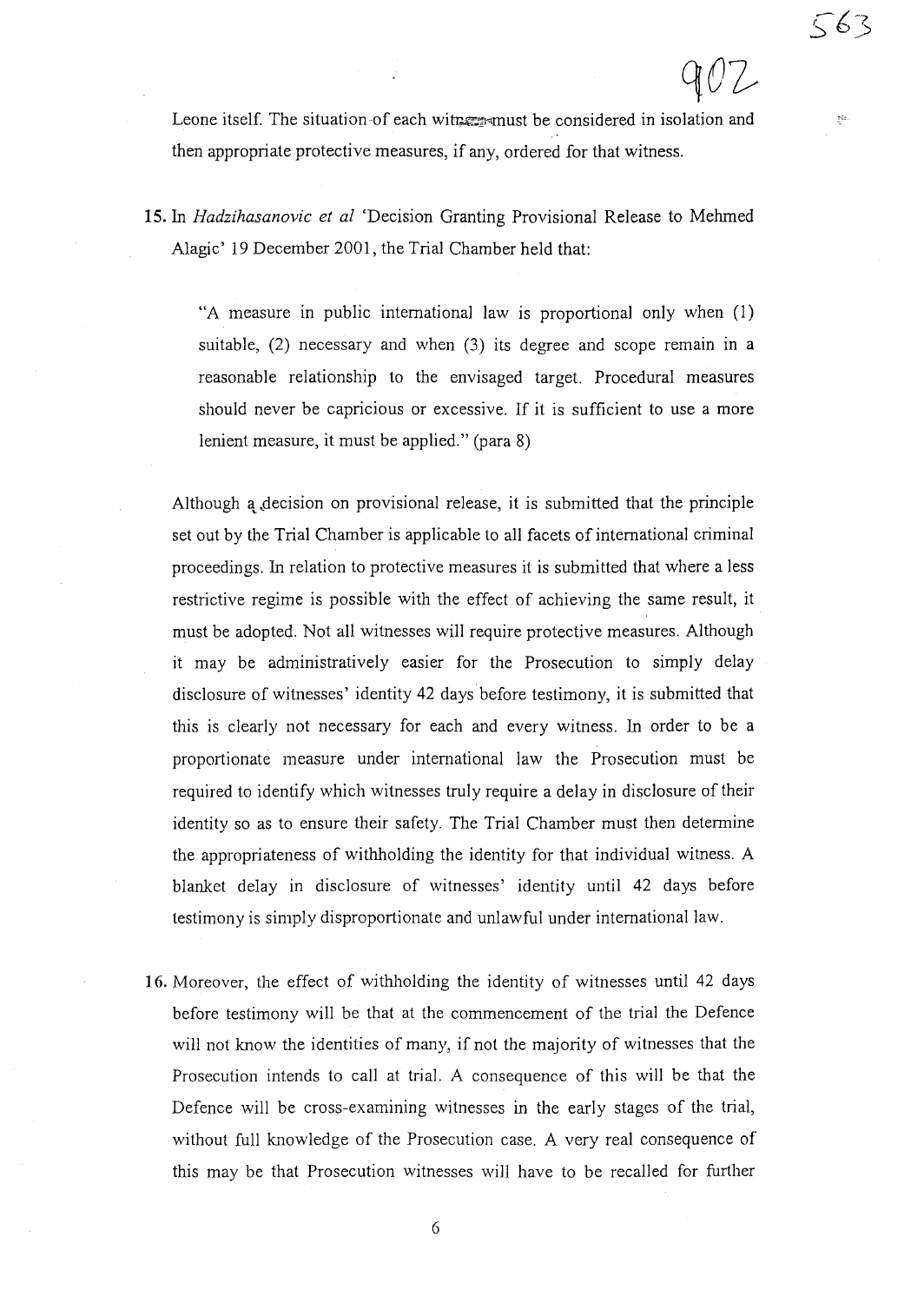Leone itself. The situation of each witness must be considered in isolation and then appropriate protective measures, if any, ordered for that witness.

**15.** In *Hadzihasanovic et al* 'Decision Granting Provisional Release to Mehmed Alagic' 19 December 2001, the Trial Chamber held that:

> "A measure in public international law is proportional only when (1) suitable, (2) necessary and when (3) its degree and scope remain in a reasonable relationship to the envisaged target. Procedural measures should never be capricious or excessive. If it is sufficient to use a more lenient measure, it must be applied." (para 8)

Although a decision on provisional release, it is submitted that the principle set out by the Trial Chamber is applicable to all facets of international criminal proceedings. In relation to protective measures it is submitted that where a less restrictive regime is possible with the effect of achieving the same result, it must be adopted. Not all witnesses will require protective measures. Although it may be administratively easier for the Prosecution to simply delay disclosure of witnesses' identity 42 days before testimony, it is submitted that this is clearly not necessary for each and every witness. In order to be a proportionate measure under international law the Prosecution must be required to identify which witnesses truly require a delay in disclosure of their identity so as to ensure their safety. The Trial Chamber must then determine the appropriateness of withholding the identity for that individual witness. A blanket delay in disclosure of witnesses' identity until 42 days before testimony is simply disproportionate and unlawful under international law.

**16.** Moreover, the effect of withholding the identity of witnesses until 42 days before testimony will be that at the commencement of the trial the Defence will not know the identities of many, if not the majority of witnesses that the Prosecution intends to call at trial. A consequence of this will be that the Defence will be cross-examining witnesses in the early stages of the trial, without full knowledge of the Prosecution case. A very real consequence of this may be that Prosecution witnesses will have to be recalled for further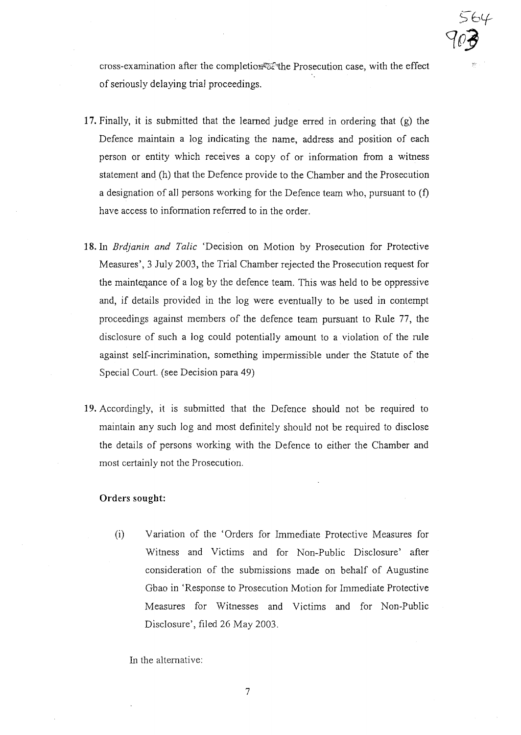cross-examination after the completion of the Prosecution case, with the effect of seriously delaying trial proceedings.

17. Finally, it is submitted that the learned judge erred in ordering that (g) the Defence maintain a log indicating the name, address and position of each person or entity which receives a copy of or information from a witness statement and (h) that the Defence provide to the Chamber and the Prosecution a designation of all persons working for the Defence team who, pursuant to (f) have access to information referred to in the order.

18. In *Brdjanin and Talic* 'Decision on Motion by Prosecution for Protective Measures', 3 July 2003, the Trial Chamber rejected the Prosecution request for the maintenance of a log by the defence team. This was held to be oppressive and, if details provided in the log were eventually to be used in contempt proceedings against members of the defence team pursuant to Rule 77, the disclosure of such a log could potentially amount to a violation of the rule against self-incrimination, something impermissible under the Statute of the Special Court. (see Decision para 49)

19. Accordingly, it is submitted that the Defence should not be required to maintain any such log and most definitely should not be required to disclose the details of persons working with the Defence to either the Chamber and most certainly not the Prosecution.

**Orders sought:**

(i) Variation of the 'Orders for Immediate Protective Measures for Witness and Victims and for Non-Public Disclosure' after consideration of the submissions made on behalf of Augustine Gbao in 'Response to Prosecution Motion for Immediate Protective Measures for Witnesses and Victims and for Non-Public Disclosure', filed 26 May 2003.

In the alternative: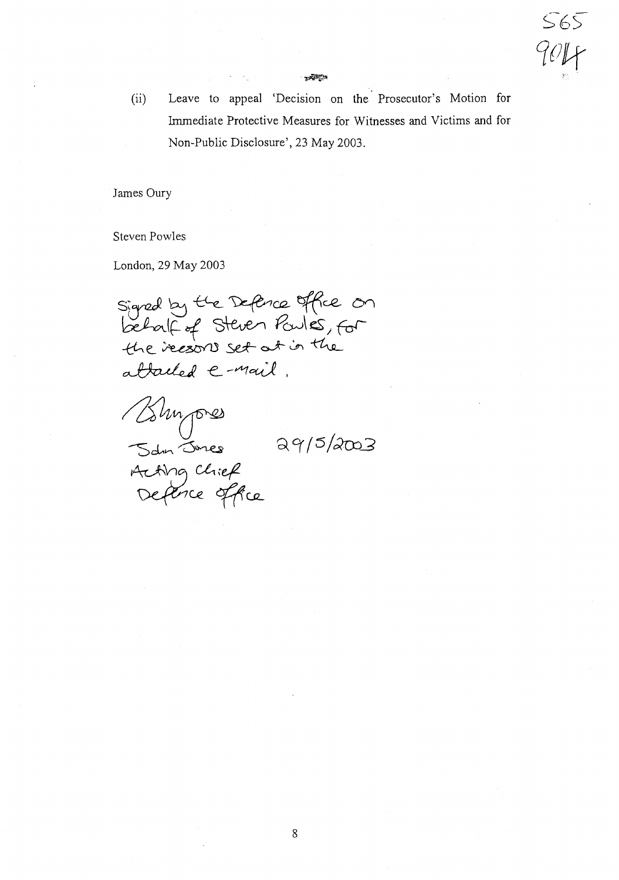(ii) Leave to appeal 'Decision on the Prosecutor's Motion for Immediate Protective Measures for Witnesses and Victims and for Non-Public Disclosure', 23 May 2003.

James Oury

Steven Powles

London, 29 May 2003

Signed by the Defence Office on behalf of Steven Powles, for the reasons set out in the attached e-mail.

John Jones 29/5/2003
Acting Chief
Defence Office